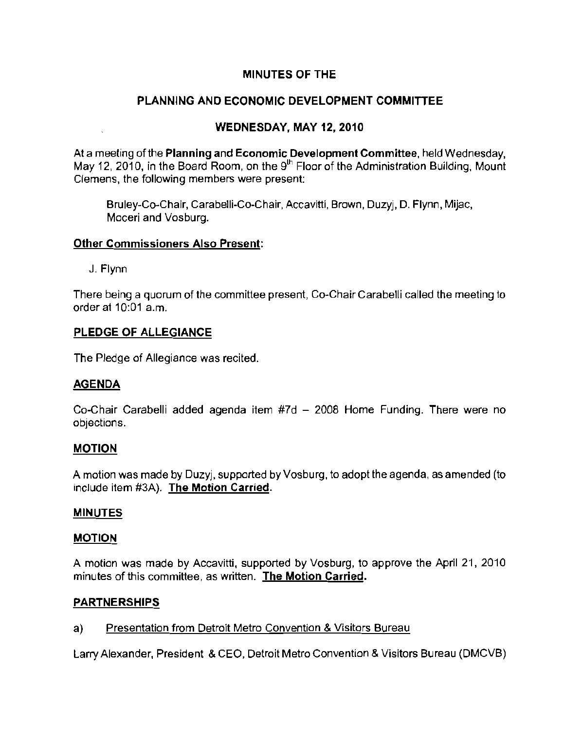# MINUTES OF THE

# PLANNING AND ECONOMIC DEVELOPMENT COMMITTEE

## WEDNESDAY, MAY 12, 2010

At a meeting of the **Planning and Economic Development Committee**, held Wednesday, May 12, 2010, in the Board Room, on the 9th Floor of the Administration Building, Mount Clemens, the following members were present:

Bruley-Co-Chair, Carabelli-Co-Chair, Accavitti, Brown, Duzyj, D. Flynn, Mijac, Moceri and Vosburg.

**Other Commissioners Also Present:**

J. Flynn

There being a quorum of the committee present, Co-Chair Carabelli called the meeting to order at 10:01 a.m.

**PLEDGE OF ALLEGIANCE**

The Pledge of Allegiance was recited.

**AGENDA**

Co-Chair Carabelli added agenda item #7d – 2008 Home Funding. There were no objections.

**MOTION**

A motion was made by Duzyj, supported by Vosburg, to adopt the agenda, as amended (to include item #3A). **The Motion Carried.**

**MINUTES**

**MOTION**

A motion was made by Accavitti, supported by Vosburg, to approve the April 21, 2010 minutes of this committee, as written. **The Motion Carried.**

**PARTNERSHIPS**

a) Presentation from Detroit Metro Convention & Visitors Bureau

Larry Alexander, President & CEO, Detroit Metro Convention & Visitors Bureau (DMCVB)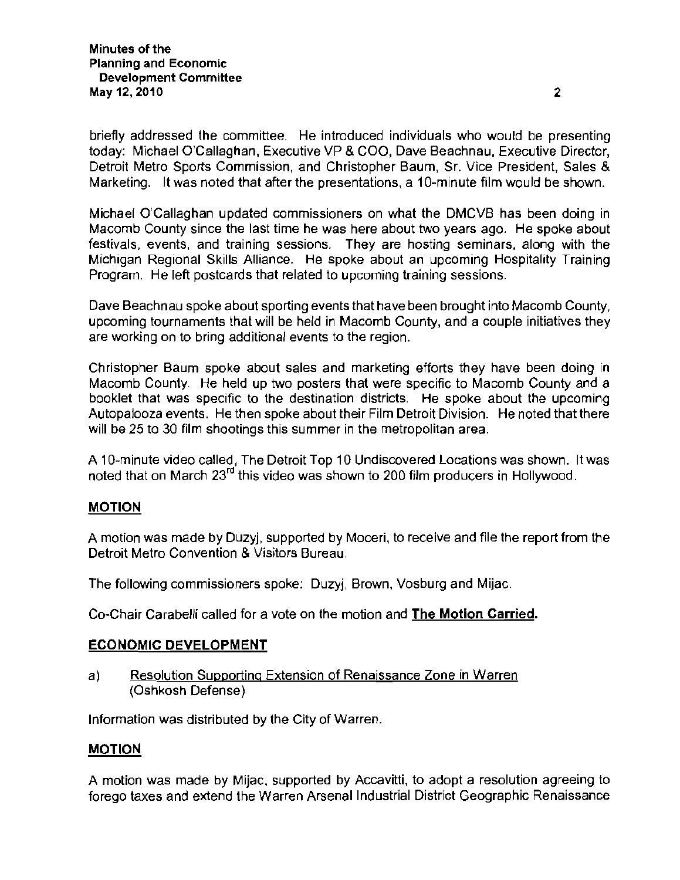briefly addressed the committee. He introduced individuals who would be presenting today: Michael O'Callaghan, Executive VP & COO, Dave Beachnau, Executive Director, Detroit Metro Sports Commission, and Christopher Baum, Sr. Vice President, Sales & Marketing. It was noted that after the presentations, a 10-minute film would be shown.

Michael O'Callaghan updated commissioners on what the DMCVB has been doing in Macomb County since the last time he was here about two years ago. He spoke about festivals, events, and training sessions. They are hosting seminars, along with the Michigan Regional Skills Alliance. He spoke about an upcoming Hospitality Training Program. He left postcards that related to upcoming training sessions.

Dave Beachnau spoke about sporting events that have been brought into Macomb County, upcoming tournaments that will be held in Macomb County, and a couple initiatives they are working on to bring additional events to the region.

Christopher Baum spoke about sales and marketing efforts they have been doing in Macomb County. He held up two posters that were specific to Macomb County and a booklet that was specific to the destination districts. He spoke about the upcoming Autopalooza events. He then spoke about their Film Detroit Division. He noted that there will be 25 to 30 film shootings this summer in the metropolitan area.

A 10-minute video called, The Detroit Top 10 Undiscovered Locations was shown. It was noted that on March 23rd this video was shown to 200 film producers in Hollywood.

**MOTION**

A motion was made by Duzyj, supported by Moceri, to receive and file the report from the Detroit Metro Convention & Visitors Bureau.

The following commissioners spoke: Duzyj, Brown, Vosburg and Mijac.

Co-Chair Carabelli called for a vote on the motion and **The Motion Carried.**

**ECONOMIC DEVELOPMENT**

a) Resolution Supporting Extension of Renaissance Zone in Warren (Oshkosh Defense)

Information was distributed by the City of Warren.

**MOTION**

A motion was made by Mijac, supported by Accavitti, to adopt a resolution agreeing to forego taxes and extend the Warren Arsenal Industrial District Geographic Renaissance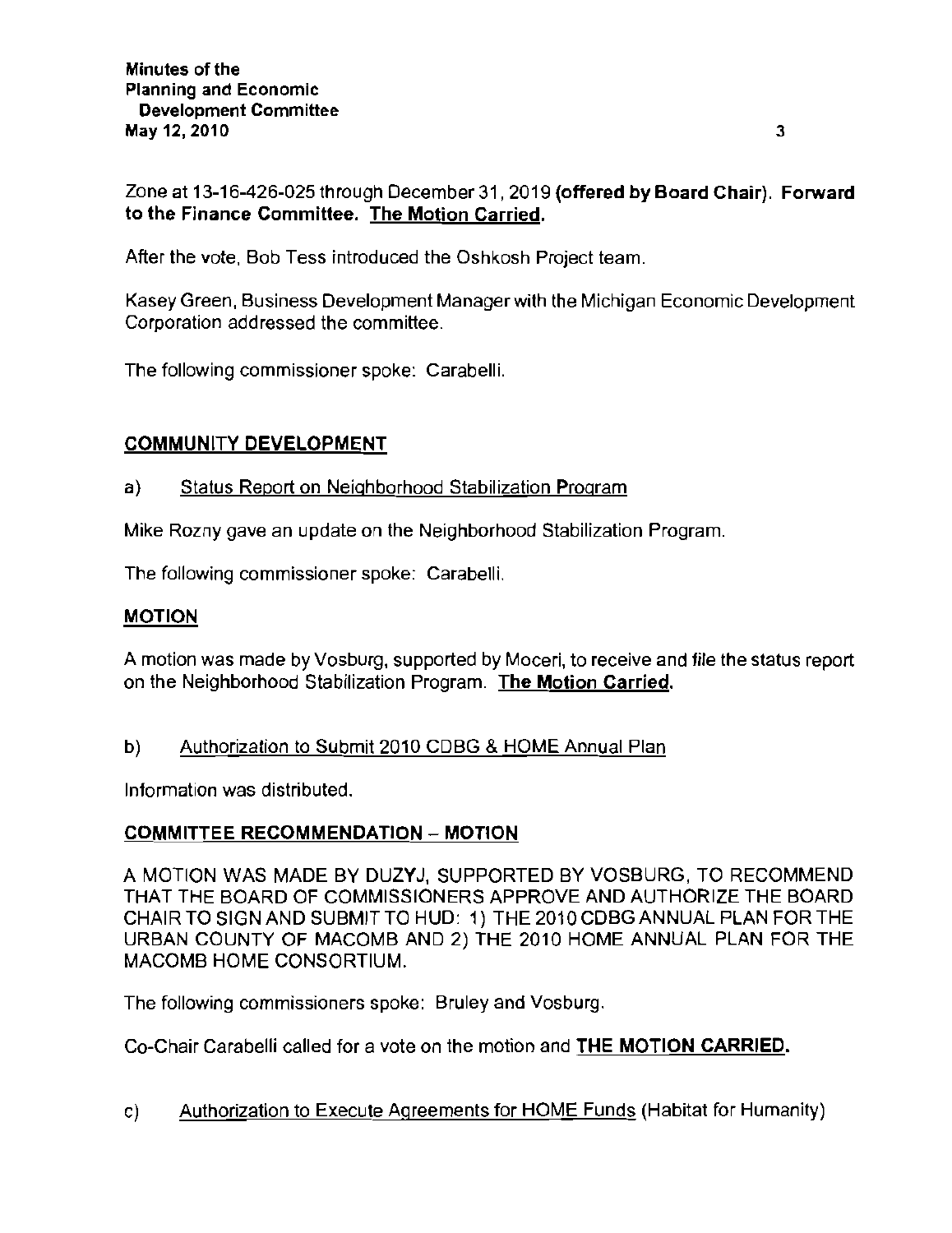Zone at 13-16-426-025 through December 31, 2019 **(offered by Board Chair)**. **Forward to the Finance Committee. The Motion Carried.**

After the vote, Bob Tess introduced the Oshkosh Project team.

Kasey Green, Business Development Manager with the Michigan Economic Development Corporation addressed the committee.

The following commissioner spoke: Carabelli.

## COMMUNITY DEVELOPMENT

a) Status Report on Neighborhood Stabilization Program

Mike Rozny gave an update on the Neighborhood Stabilization Program.

The following commissioner spoke: Carabelli.

### MOTION

A motion was made by Vosburg, supported by Moceri, to receive and file the status report on the Neighborhood Stabilization Program. **The Motion Carried.**

b) Authorization to Submit 2010 CDBG & HOME Annual Plan

Information was distributed.

### COMMITTEE RECOMMENDATION – MOTION

A MOTION WAS MADE BY DUZYJ, SUPPORTED BY VOSBURG, TO RECOMMEND THAT THE BOARD OF COMMISSIONERS APPROVE AND AUTHORIZE THE BOARD CHAIR TO SIGN AND SUBMIT TO HUD: 1) THE 2010 CDBG ANNUAL PLAN FOR THE URBAN COUNTY OF MACOMB AND 2) THE 2010 HOME ANNUAL PLAN FOR THE MACOMB HOME CONSORTIUM.

The following commissioners spoke: Bruley and Vosburg.

Co-Chair Carabelli called for a vote on the motion and **THE MOTION CARRIED.**

c) Authorization to Execute Agreements for HOME Funds (Habitat for Humanity)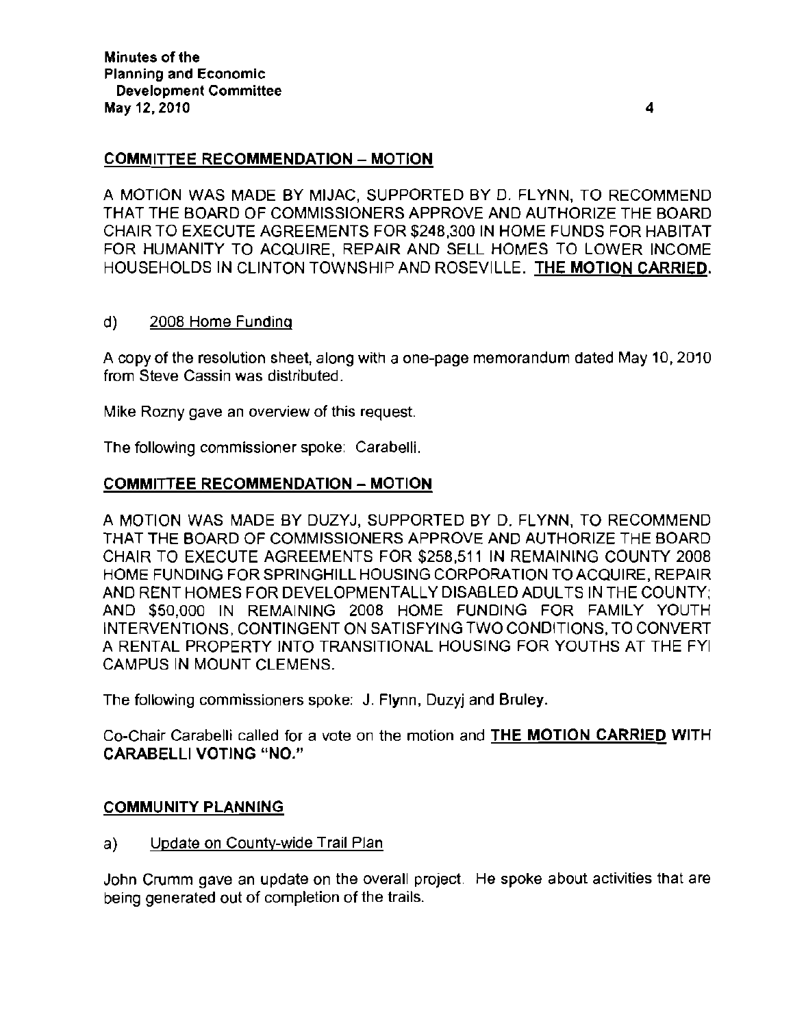**COMMITTEE RECOMMENDATION – MOTION**

A MOTION WAS MADE BY MIJAC, SUPPORTED BY D. FLYNN, TO RECOMMEND THAT THE BOARD OF COMMISSIONERS APPROVE AND AUTHORIZE THE BOARD CHAIR TO EXECUTE AGREEMENTS FOR $248,300 IN HOME FUNDS FOR HABITAT FOR HUMANITY TO ACQUIRE, REPAIR AND SELL HOMES TO LOWER INCOME HOUSEHOLDS IN CLINTON TOWNSHIP AND ROSEVILLE. **THE MOTION CARRIED.**

d) 2008 Home Funding

A copy of the resolution sheet, along with a one-page memorandum dated May 10, 2010 from Steve Cassin was distributed.

Mike Rozny gave an overview of this request.

The following commissioner spoke: Carabelli.

**COMMITTEE RECOMMENDATION – MOTION**

A MOTION WAS MADE BY DUZYJ, SUPPORTED BY D. FLYNN, TO RECOMMEND THAT THE BOARD OF COMMISSIONERS APPROVE AND AUTHORIZE THE BOARD CHAIR TO EXECUTE AGREEMENTS FOR $258,511 IN REMAINING COUNTY 2008 HOME FUNDING FOR SPRINGHILL HOUSING CORPORATION TO ACQUIRE, REPAIR AND RENT HOMES FOR DEVELOPMENTALLY DISABLED ADULTS IN THE COUNTY; AND $50,000 IN REMAINING 2008 HOME FUNDING FOR FAMILY YOUTH INTERVENTIONS, CONTINGENT ON SATISFYING TWO CONDITIONS, TO CONVERT A RENTAL PROPERTY INTO TRANSITIONAL HOUSING FOR YOUTHS AT THE FYI CAMPUS IN MOUNT CLEMENS.

The following commissioners spoke: J. Flynn, Duzyj and Bruley.

Co-Chair Carabelli called for a vote on the motion and **THE MOTION CARRIED WITH CARABELLI VOTING "NO."**

**COMMUNITY PLANNING**

a) Update on County-wide Trail Plan

John Crumm gave an update on the overall project. He spoke about activities that are being generated out of completion of the trails.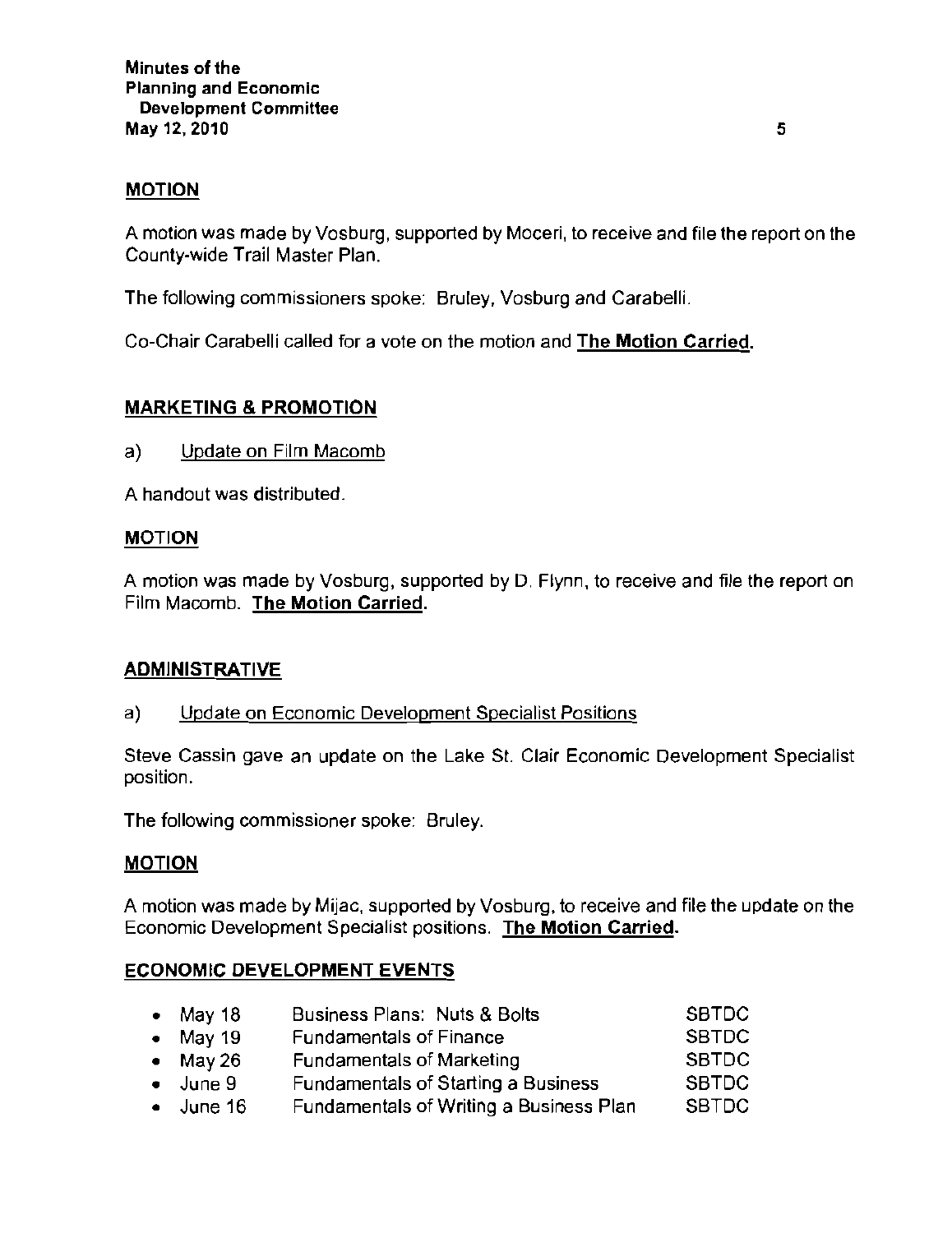## MOTION

A motion was made by Vosburg, supported by Moceri, to receive and file the report on the County-wide Trail Master Plan.

The following commissioners spoke: Bruley, Vosburg and Carabelli.

Co-Chair Carabelli called for a vote on the motion and **The Motion Carried.**

## MARKETING & PROMOTION

a) Update on Film Macomb

A handout was distributed.

## MOTION

A motion was made by Vosburg, supported by D. Flynn, to receive and file the report on Film Macomb. **The Motion Carried.**

## ADMINISTRATIVE

a) Update on Economic Development Specialist Positions

Steve Cassin gave an update on the Lake St. Clair Economic Development Specialist position.

The following commissioner spoke: Bruley.

## MOTION

A motion was made by Mijac, supported by Vosburg, to receive and file the update on the Economic Development Specialist positions. **The Motion Carried.**

## ECONOMIC DEVELOPMENT EVENTS

- May 18 Business Plans: Nuts & Bolts SBTDC
- May 19 Fundamentals of Finance SBTDC
- May 26 Fundamentals of Marketing SBTDC
- June 9 Fundamentals of Starting a Business SBTDC
- June 16 Fundamentals of Writing a Business Plan SBTDC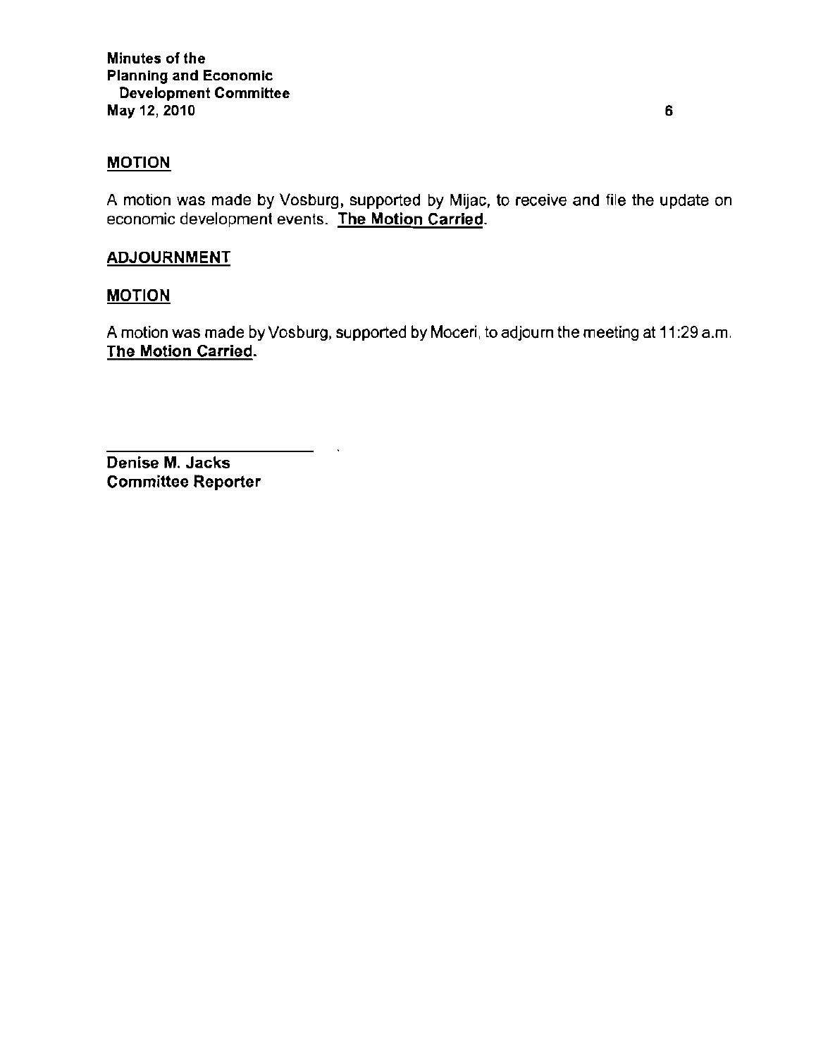**MOTION**

A motion was made by Vosburg, supported by Mijac, to receive and file the update on economic development events. **The Motion Carried.**

**ADJOURNMENT**

**MOTION**

A motion was made by Vosburg, supported by Moceri, to adjourn the meeting at 11:29 a.m. **The Motion Carried.**

\_\_\_\_\_\_\_\_\_\_\_\_\_\_\_\_\_\_\_\_\_\_\_\_

**Denise M. Jacks**
**Committee Reporter**